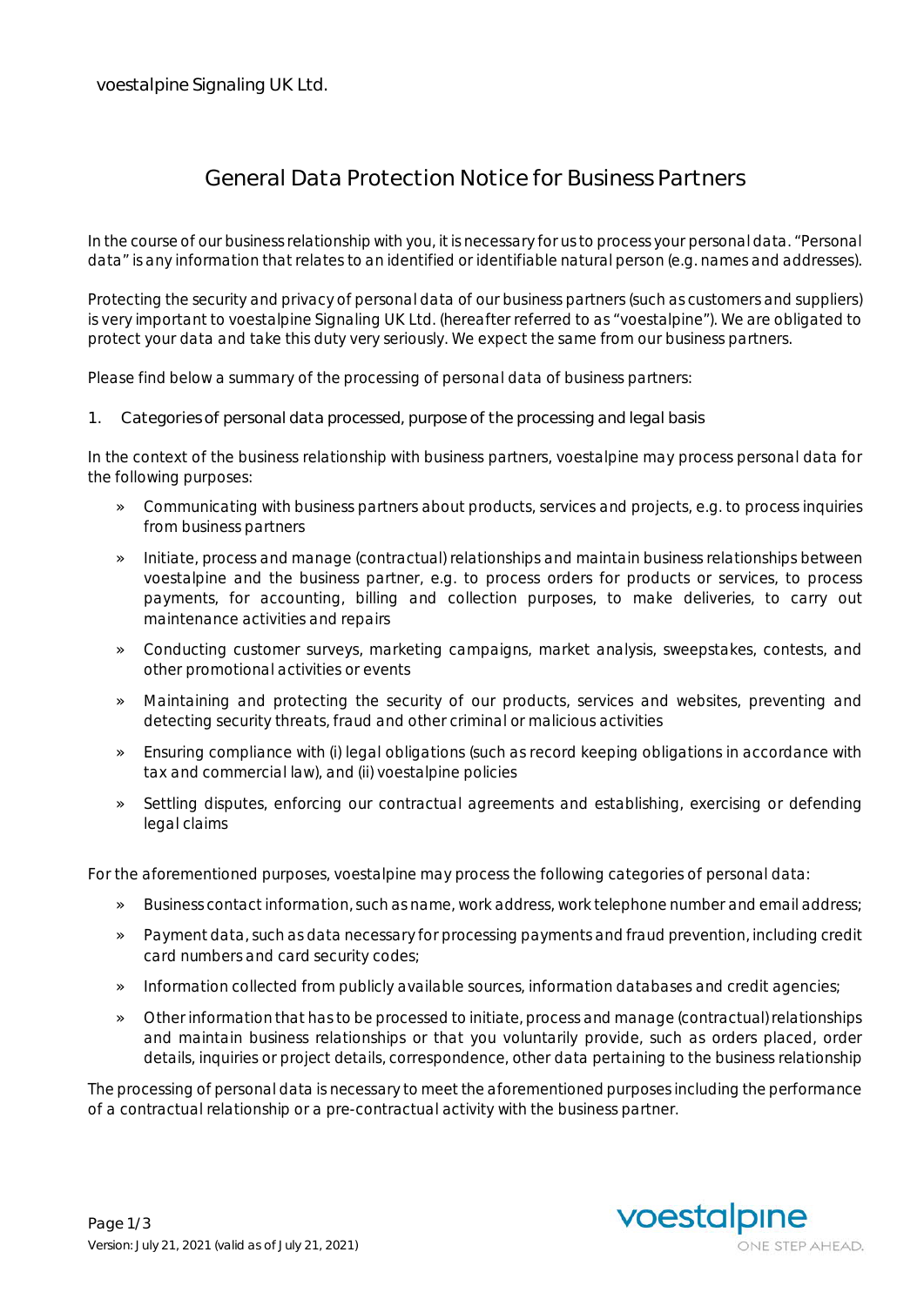voestalpine Signaling UK Ltd.

# General Data Protection Notice for Business Partners

In the course of our business relationship with you, it is necessary for us to process your personal data. "Personal data" is any information that relates to an identified or identifiable natural person (e.g. names and addresses).

Protecting the security and privacy of personal data of our business partners (such as customers and suppliers) is very important to voestalpine Signaling UK Ltd. (hereafter referred to as "voestalpine"). We are obligated to protect your data and take this duty very seriously. We expect the same from our business partners.

Please find below a summary of the processing of personal data of business partners:

## 1. Categories of personal data processed, purpose of the processing and legal basis

In the context of the business relationship with business partners, voestalpine may process personal data for the following purposes:

- Communicating with business partners about products, services and projects, e.g. to process inquiries from business partners
- Initiate, process and manage (contractual) relationships and maintain business relationships between voestalpine and the business partner, e.g. to process orders for products or services, to process payments, for accounting, billing and collection purposes, to make deliveries, to carry out maintenance activities and repairs
- Conducting customer surveys, marketing campaigns, market analysis, sweepstakes, contests, and other promotional activities or events
- Maintaining and protecting the security of our products, services and websites, preventing and detecting security threats, fraud and other criminal or malicious activities
- Ensuring compliance with (i) legal obligations (such as record keeping obligations in accordance with tax and commercial law), and (ii) voestalpine policies
- Settling disputes, enforcing our contractual agreements and establishing, exercising or defending legal claims

For the aforementioned purposes, voestalpine may process the following categories of personal data:

- Business contact information, such as name, work address, work telephone number and email address;
- Payment data, such as data necessary for processing payments and fraud prevention, including credit card numbers and card security codes;
- Information collected from publicly available sources, information databases and credit agencies;
- Other information that has to be processed to initiate, process and manage (contractual) relationships and maintain business relationships or that you voluntarily provide, such as orders placed, order details, inquiries or project details, correspondence, other data pertaining to the business relationship

The processing of personal data is necessary to meet the aforementioned purposes including the performance of a contractual relationship or a pre-contractual activity with the business partner.

Version: July 21, 2021 (valid as of July 21, 2021)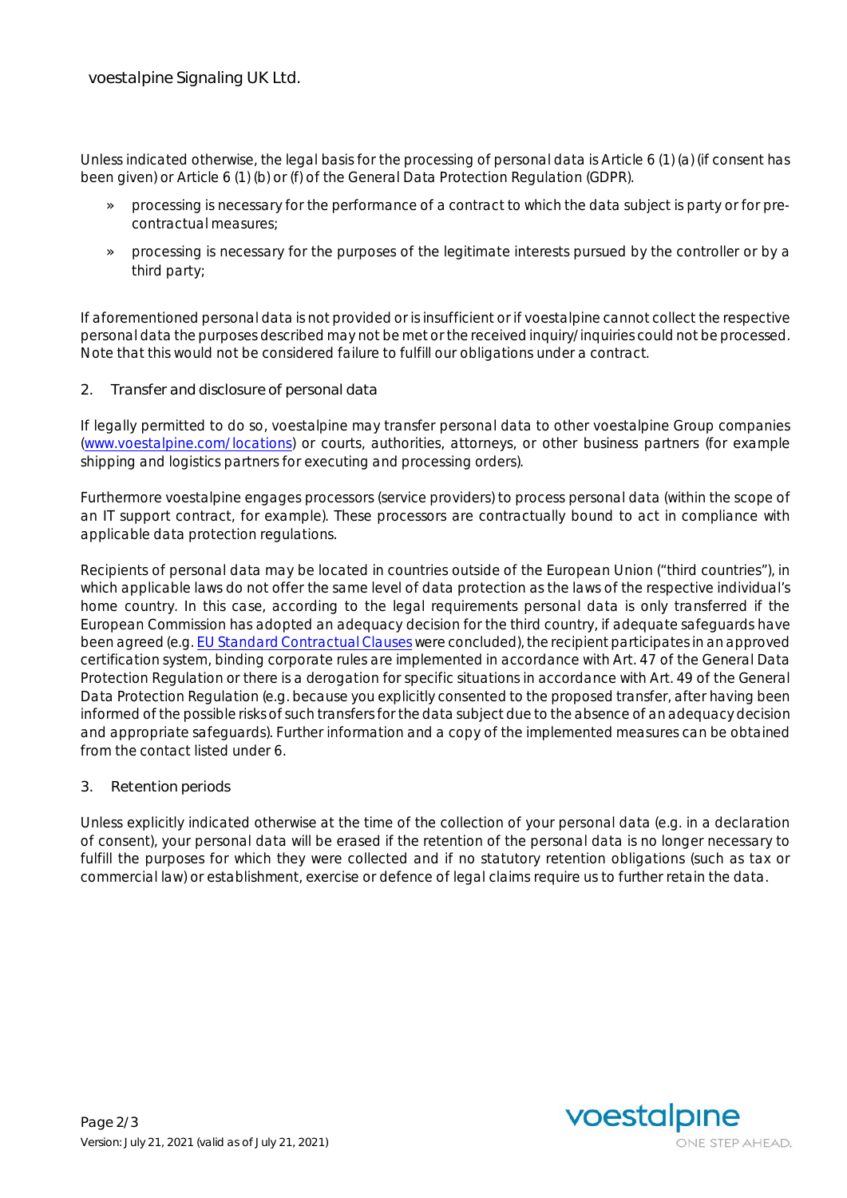Unless indicated otherwise, the legal basis for the processing of personal data is Article 6 (1) (a) (if consent has been given) or Article 6 (1) (b) or (f) of the General Data Protection Regulation (GDPR).

- processing is necessary for the performance of a contract to which the data subject is party or for pre-contractual measures;
- processing is necessary for the purposes of the legitimate interests pursued by the controller or by a third party;

If aforementioned personal data is not provided or is insufficient or if voestalpine cannot collect the respective personal data the purposes described may not be met or the received inquiry/inquiries could not be processed. Note that this would not be considered failure to fulfill our obligations under a contract.

## 2. Transfer and disclosure of personal data

If legally permitted to do so, voestalpine may transfer personal data to other voestalpine Group companies ([www.voestalpine.com/locations](www.voestalpine.com/locations)) or courts, authorities, attorneys, or other business partners (for example shipping and logistics partners for executing and processing orders).

Furthermore voestalpine engages processors (service providers) to process personal data (within the scope of an IT support contract, for example). These processors are contractually bound to act in compliance with applicable data protection regulations.

Recipients of personal data may be located in countries outside of the European Union ("third countries"), in which applicable laws do not offer the same level of data protection as the laws of the respective individual's home country. In this case, according to the legal requirements personal data is only transferred if the European Commission has adopted an adequacy decision for the third country, if adequate safeguards have been agreed (e.g. EU Standard Contractual Clauses were concluded), the recipient participates in an approved certification system, binding corporate rules are implemented in accordance with Art. 47 of the General Data Protection Regulation or there is a derogation for specific situations in accordance with Art. 49 of the General Data Protection Regulation (e.g. because you explicitly consented to the proposed transfer, after having been informed of the possible risks of such transfers for the data subject due to the absence of an adequacy decision and appropriate safeguards). Further information and a copy of the implemented measures can be obtained from the contact listed under 6.

## 3. Retention periods

Unless explicitly indicated otherwise at the time of the collection of your personal data (e.g. in a declaration of consent), your personal data will be erased if the retention of the personal data is no longer necessary to fulfill the purposes for which they were collected and if no statutory retention obligations (such as tax or commercial law) or establishment, exercise or defence of legal claims require us to further retain the data.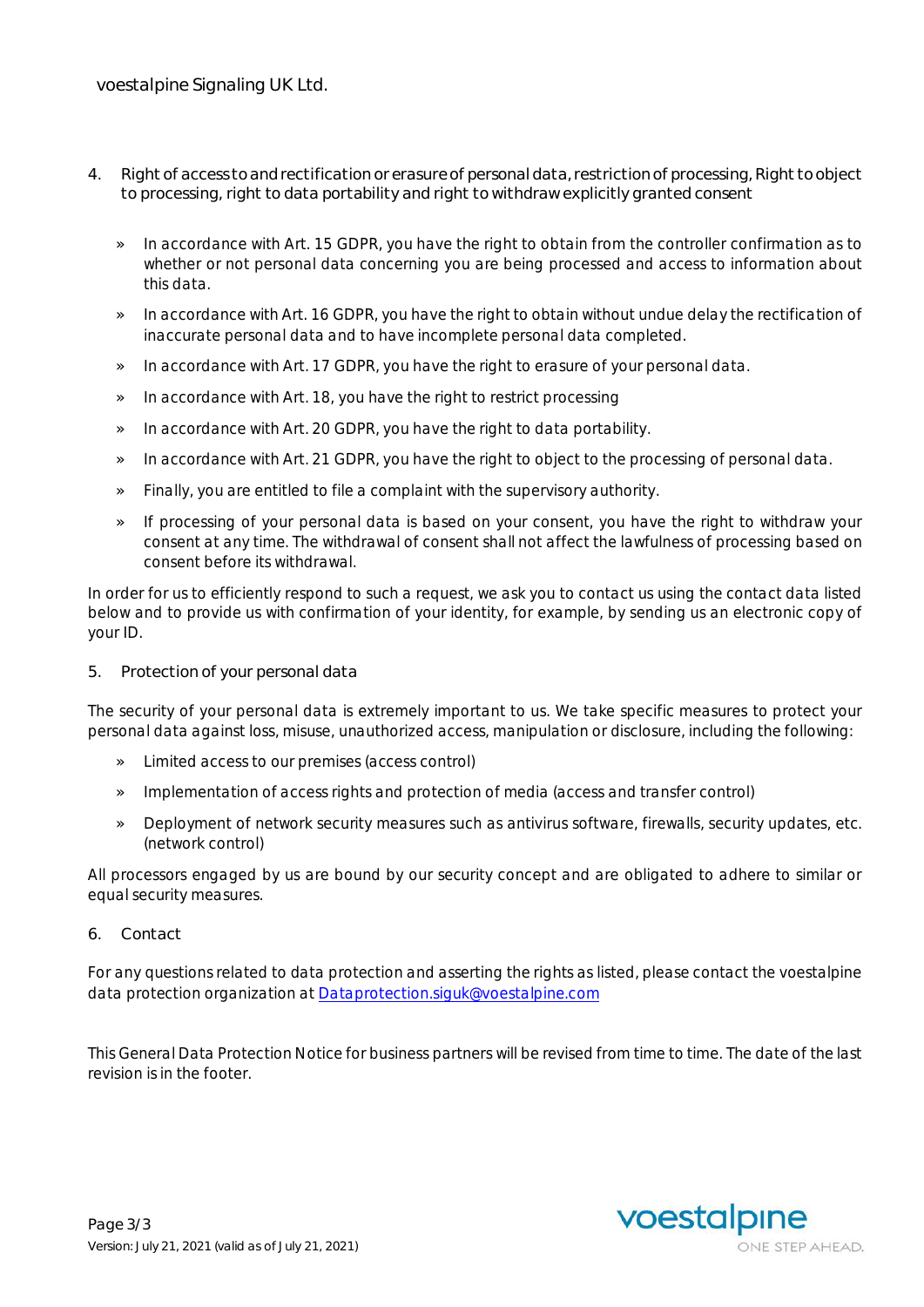## 4. Right of access to and rectification or erasure of personal data, restriction of processing, Right to object to processing, right to data portability and right to withdraw explicitly granted consent

- In accordance with Art. 15 GDPR, you have the right to obtain from the controller confirmation as to whether or not personal data concerning you are being processed and access to information about this data.
- In accordance with Art. 16 GDPR, you have the right to obtain without undue delay the rectification of inaccurate personal data and to have incomplete personal data completed.
- In accordance with Art. 17 GDPR, you have the right to erasure of your personal data.
- In accordance with Art. 18, you have the right to restrict processing
- In accordance with Art. 20 GDPR, you have the right to data portability.
- In accordance with Art. 21 GDPR, you have the right to object to the processing of personal data.
- Finally, you are entitled to file a complaint with the supervisory authority.
- If processing of your personal data is based on your consent, you have the right to withdraw your consent at any time. The withdrawal of consent shall not affect the lawfulness of processing based on consent before its withdrawal.

In order for us to efficiently respond to such a request, we ask you to contact us using the contact data listed below and to provide us with confirmation of your identity, for example, by sending us an electronic copy of your ID.

## 5. Protection of your personal data

The security of your personal data is extremely important to us. We take specific measures to protect your personal data against loss, misuse, unauthorized access, manipulation or disclosure, including the following:

- Limited access to our premises (access control)
- Implementation of access rights and protection of media (access and transfer control)
- Deployment of network security measures such as antivirus software, firewalls, security updates, etc. (network control)

All processors engaged by us are bound by our security concept and are obligated to adhere to similar or equal security measures.

## 6. Contact

For any questions related to data protection and asserting the rights as listed, please contact the voestalpine data protection organization at Dataprotection.siguk@voestalpine.com

This General Data Protection Notice for business partners will be revised from time to time. The date of the last revision is in the footer.

Version: July 21, 2021 (valid as of July 21, 2021)